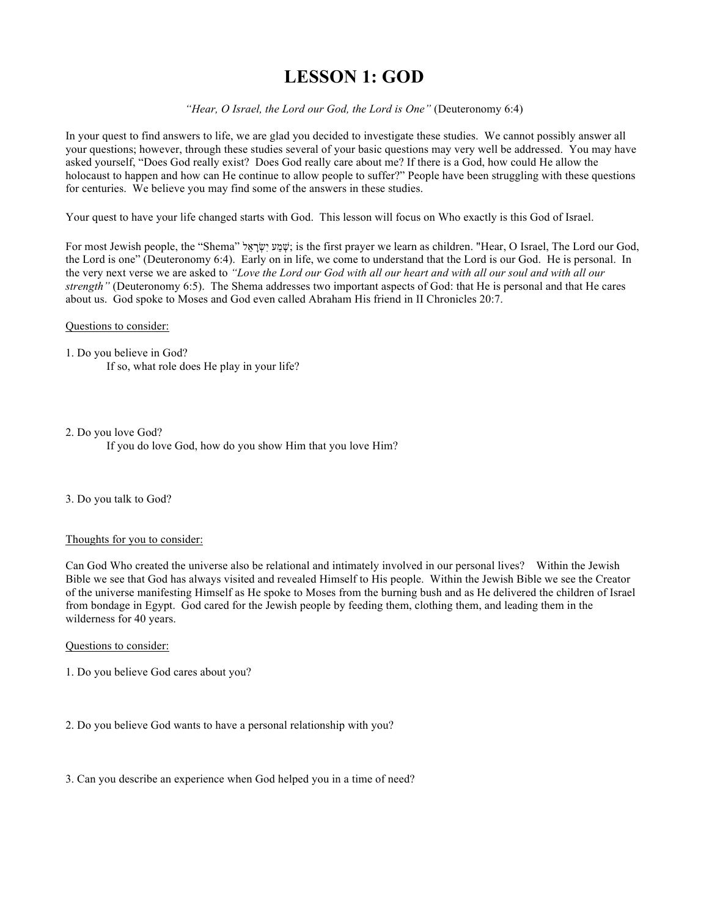# LESSON 1: GOD

*"Hear, O Israel, the Lord our God, the Lord is One"* (Deuteronomy 6:4)

In your quest to find answers to life, we are glad you decided to investigate these studies. We cannot possibly answer all your questions; however, through these studies several of your basic questions may very well be addressed. You may have asked yourself, "Does God really exist? Does God really care about me? If there is a God, how could He allow the holocaust to happen and how can He continue to allow people to suffer?" People have been struggling with these questions for centuries. We believe you may find some of the answers in these studies.

Your quest to have your life changed starts with God. This lesson will focus on Who exactly is this God of Israel.

For most Jewish people, the "Shema" שְׁמַע יִשְׂרָאֵל; is the first prayer we learn as children. "Hear, O Israel, The Lord our God, the Lord is one" (Deuteronomy 6:4). Early on in life, we come to understand that the Lord is our God. He is personal. In the very next verse we are asked to *"Love the Lord our God with all our heart and with all our soul and with all our strength"* (Deuteronomy 6:5). The Shema addresses two important aspects of God: that He is personal and that He cares about us. God spoke to Moses and God even called Abraham His friend in II Chronicles 20:7.

<u>Questions to consider:</u>

1. Do you believe in God?
   If so, what role does He play in your life?

2. Do you love God?
   If you do love God, how do you show Him that you love Him?

3. Do you talk to God?

<u>Thoughts for you to consider:</u>

Can God Who created the universe also be relational and intimately involved in our personal lives? Within the Jewish Bible we see that God has always visited and revealed Himself to His people. Within the Jewish Bible we see the Creator of the universe manifesting Himself as He spoke to Moses from the burning bush and as He delivered the children of Israel from bondage in Egypt. God cared for the Jewish people by feeding them, clothing them, and leading them in the wilderness for 40 years.

<u>Questions to consider:</u>

1. Do you believe God cares about you?

2. Do you believe God wants to have a personal relationship with you?

3. Can you describe an experience when God helped you in a time of need?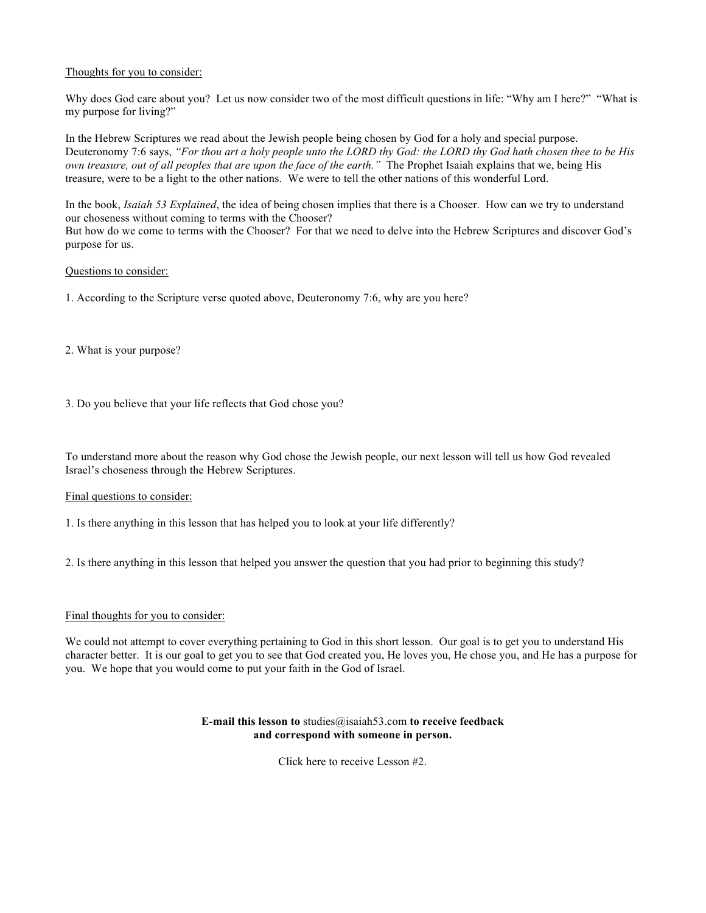<u>Thoughts for you to consider:</u>

Why does God care about you? Let us now consider two of the most difficult questions in life: "Why am I here?" "What is my purpose for living?"

In the Hebrew Scriptures we read about the Jewish people being chosen by God for a holy and special purpose. Deuteronomy 7:6 says, *"For thou art a holy people unto the LORD thy God: the LORD thy God hath chosen thee to be His own treasure, out of all peoples that are upon the face of the earth."* The Prophet Isaiah explains that we, being His treasure, were to be a light to the other nations. We were to tell the other nations of this wonderful Lord.

In the book, *Isaiah 53 Explained*, the idea of being chosen implies that there is a Chooser. How can we try to understand our choseness without coming to terms with the Chooser?
But how do we come to terms with the Chooser? For that we need to delve into the Hebrew Scriptures and discover God's purpose for us.

<u>Questions to consider:</u>

1. According to the Scripture verse quoted above, Deuteronomy 7:6, why are you here?

2. What is your purpose?

3. Do you believe that your life reflects that God chose you?

To understand more about the reason why God chose the Jewish people, our next lesson will tell us how God revealed Israel's choseness through the Hebrew Scriptures.

<u>Final questions to consider:</u>

1. Is there anything in this lesson that has helped you to look at your life differently?

2. Is there anything in this lesson that helped you answer the question that you had prior to beginning this study?

<u>Final thoughts for you to consider:</u>

We could not attempt to cover everything pertaining to God in this short lesson. Our goal is to get you to understand His character better. It is our goal to get you to see that God created you, He loves you, He chose you, and He has a purpose for you. We hope that you would come to put your faith in the God of Israel.

**E-mail this lesson to** studies@isaiah53.com **to receive feedback and correspond with someone in person.**

Click here to receive Lesson #2.